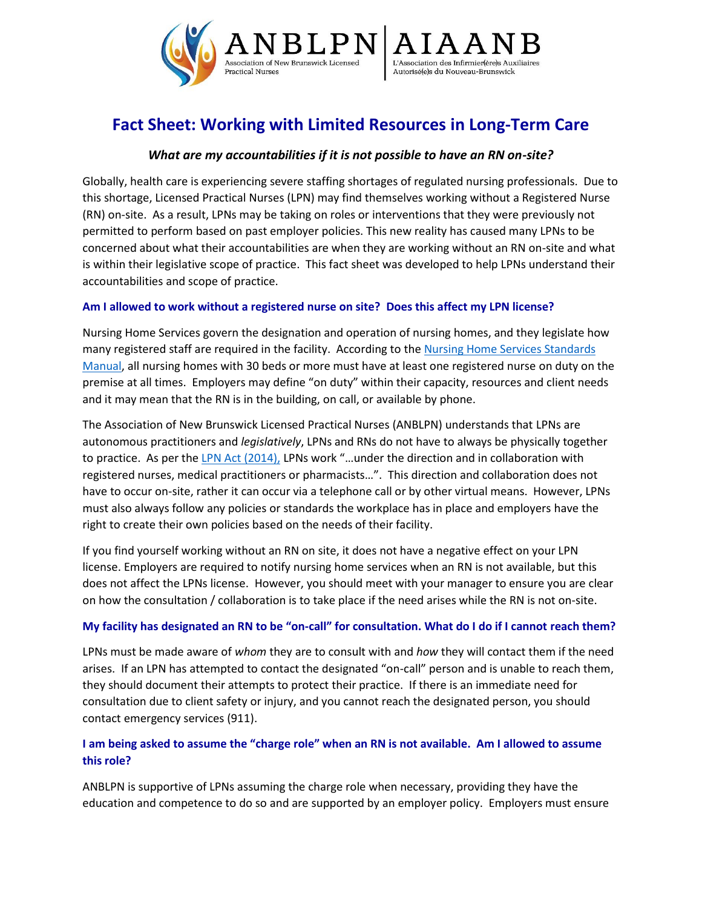ANBLPN | AIAANB

Association of New Brunswick Licensed Practical Nurses

L'Association des Infirmier(ère)s Auxiliaires Autorisé(e)s du Nouveau-Brunswick

# Fact Sheet: Working with Limited Resources in Long-Term Care

### *What are my accountabilities if it is not possible to have an RN on-site?*

Globally, health care is experiencing severe staffing shortages of regulated nursing professionals. Due to this shortage, Licensed Practical Nurses (LPN) may find themselves working without a Registered Nurse (RN) on-site. As a result, LPNs may be taking on roles or interventions that they were previously not permitted to perform based on past employer policies. This new reality has caused many LPNs to be concerned about what their accountabilities are when they are working without an RN on-site and what is within their legislative scope of practice. This fact sheet was developed to help LPNs understand their accountabilities and scope of practice.

## Am I allowed to work without a registered nurse on site? Does this affect my LPN license?

Nursing Home Services govern the designation and operation of nursing homes, and they legislate how many registered staff are required in the facility. According to the Nursing Home Services Standards Manual, all nursing homes with 30 beds or more must have at least one registered nurse on duty on the premise at all times. Employers may define "on duty" within their capacity, resources and client needs and it may mean that the RN is in the building, on call, or available by phone.

The Association of New Brunswick Licensed Practical Nurses (ANBLPN) understands that LPNs are autonomous practitioners and *legislatively*, LPNs and RNs do not have to always be physically together to practice. As per the LPN Act (2014), LPNs work "…under the direction and in collaboration with registered nurses, medical practitioners or pharmacists…". This direction and collaboration does not have to occur on-site, rather it can occur via a telephone call or by other virtual means. However, LPNs must also always follow any policies or standards the workplace has in place and employers have the right to create their own policies based on the needs of their facility.

If you find yourself working without an RN on site, it does not have a negative effect on your LPN license. Employers are required to notify nursing home services when an RN is not available, but this does not affect the LPNs license. However, you should meet with your manager to ensure you are clear on how the consultation / collaboration is to take place if the need arises while the RN is not on-site.

## My facility has designated an RN to be "on-call" for consultation. What do I do if I cannot reach them?

LPNs must be made aware of *whom* they are to consult with and *how* they will contact them if the need arises. If an LPN has attempted to contact the designated "on-call" person and is unable to reach them, they should document their attempts to protect their practice. If there is an immediate need for consultation due to client safety or injury, and you cannot reach the designated person, you should contact emergency services (911).

## I am being asked to assume the "charge role" when an RN is not available. Am I allowed to assume this role?

ANBLPN is supportive of LPNs assuming the charge role when necessary, providing they have the education and competence to do so and are supported by an employer policy. Employers must ensure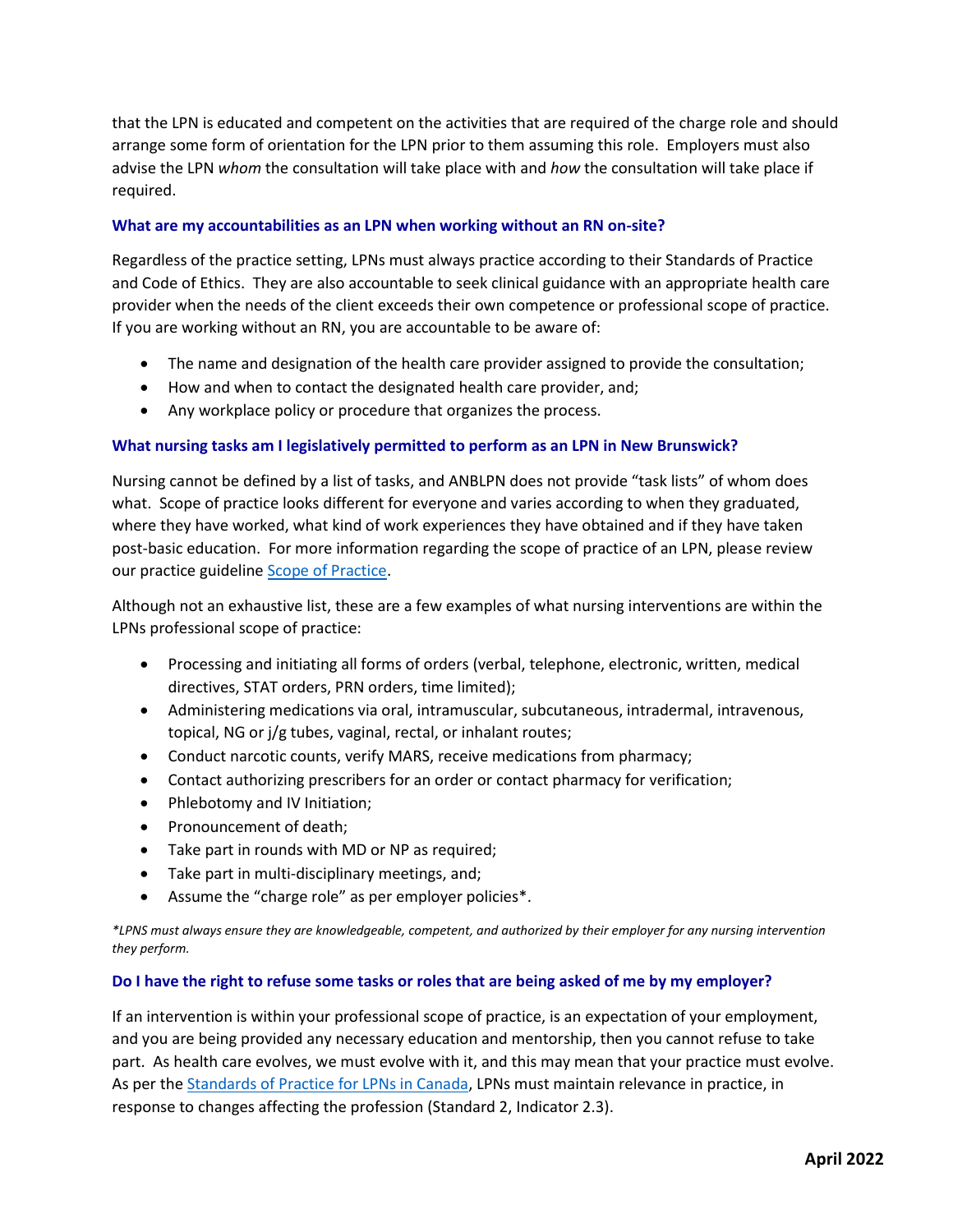that the LPN is educated and competent on the activities that are required of the charge role and should arrange some form of orientation for the LPN prior to them assuming this role. Employers must also advise the LPN *whom* the consultation will take place with and *how* the consultation will take place if required.

### What are my accountabilities as an LPN when working without an RN on-site?

Regardless of the practice setting, LPNs must always practice according to their Standards of Practice and Code of Ethics. They are also accountable to seek clinical guidance with an appropriate health care provider when the needs of the client exceeds their own competence or professional scope of practice. If you are working without an RN, you are accountable to be aware of:

- The name and designation of the health care provider assigned to provide the consultation;
- How and when to contact the designated health care provider, and;
- Any workplace policy or procedure that organizes the process.

### What nursing tasks am I legislatively permitted to perform as an LPN in New Brunswick?

Nursing cannot be defined by a list of tasks, and ANBLPN does not provide "task lists" of whom does what. Scope of practice looks different for everyone and varies according to when they graduated, where they have worked, what kind of work experiences they have obtained and if they have taken post-basic education. For more information regarding the scope of practice of an LPN, please review our practice guideline Scope of Practice.

Although not an exhaustive list, these are a few examples of what nursing interventions are within the LPNs professional scope of practice:

- Processing and initiating all forms of orders (verbal, telephone, electronic, written, medical directives, STAT orders, PRN orders, time limited);
- Administering medications via oral, intramuscular, subcutaneous, intradermal, intravenous, topical, NG or j/g tubes, vaginal, rectal, or inhalant routes;
- Conduct narcotic counts, verify MARS, receive medications from pharmacy;
- Contact authorizing prescribers for an order or contact pharmacy for verification;
- Phlebotomy and IV Initiation;
- Pronouncement of death;
- Take part in rounds with MD or NP as required;
- Take part in multi-disciplinary meetings, and;
- Assume the "charge role" as per employer policies*.

*\*LPNS must always ensure they are knowledgeable, competent, and authorized by their employer for any nursing intervention they perform.*

### Do I have the right to refuse some tasks or roles that are being asked of me by my employer?

If an intervention is within your professional scope of practice, is an expectation of your employment, and you are being provided any necessary education and mentorship, then you cannot refuse to take part. As health care evolves, we must evolve with it, and this may mean that your practice must evolve. As per the Standards of Practice for LPNs in Canada, LPNs must maintain relevance in practice, in response to changes affecting the profession (Standard 2, Indicator 2.3).

**April 2022**